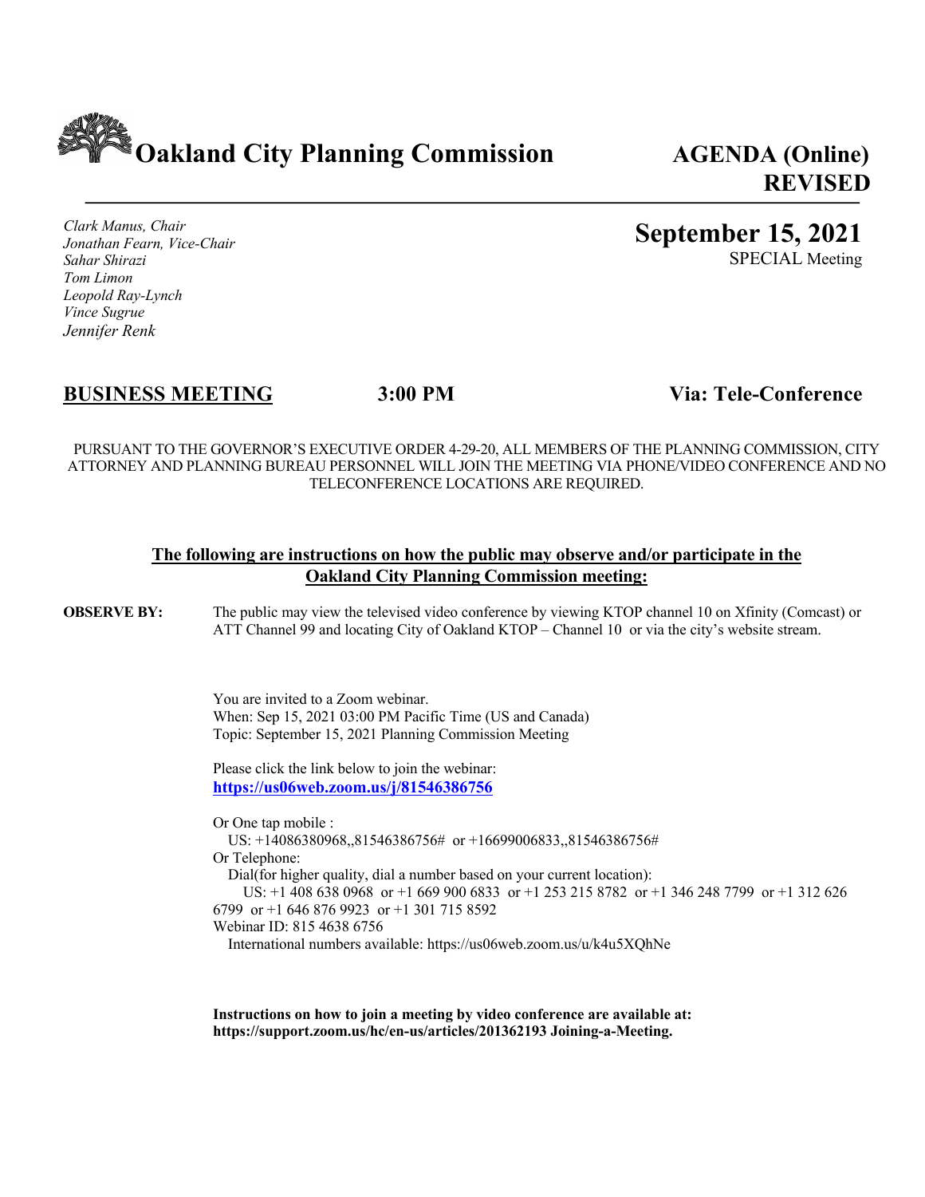# Oakland City Planning Commission

**AGENDA (Online)**
**REVISED**

*Clark Manus, Chair*
*Jonathan Fearn, Vice-Chair*
*Sahar Shirazi*
*Tom Limon*
*Leopold Ray-Lynch*
*Vince Sugrue*
*Jennifer Renk*

**September 15, 2021**
SPECIAL Meeting

## BUSINESS MEETING — 3:00 PM — Via: Tele-Conference

PURSUANT TO THE GOVERNOR'S EXECUTIVE ORDER 4-29-20, ALL MEMBERS OF THE PLANNING COMMISSION, CITY ATTORNEY AND PLANNING BUREAU PERSONNEL WILL JOIN THE MEETING VIA PHONE/VIDEO CONFERENCE AND NO TELECONFERENCE LOCATIONS ARE REQUIRED.

**The following are instructions on how the public may observe and/or participate in the Oakland City Planning Commission meeting:**

**OBSERVE BY:** The public may view the televised video conference by viewing KTOP channel 10 on Xfinity (Comcast) or ATT Channel 99 and locating City of Oakland KTOP – Channel 10 or via the city's website stream.

You are invited to a Zoom webinar.
When: Sep 15, 2021 03:00 PM Pacific Time (US and Canada)
Topic: September 15, 2021 Planning Commission Meeting

Please click the link below to join the webinar:
**https://us06web.zoom.us/j/81546386756**

Or One tap mobile :
US: +14086380968,,81546386756# or +16699006833,,81546386756#
Or Telephone:
Dial(for higher quality, dial a number based on your current location):
US: +1 408 638 0968 or +1 669 900 6833 or +1 253 215 8782 or +1 346 248 7799 or +1 312 626 6799 or +1 646 876 9923 or +1 301 715 8592
Webinar ID: 815 4638 6756
International numbers available: https://us06web.zoom.us/u/k4u5XQhNe

**Instructions on how to join a meeting by video conference are available at: https://support.zoom.us/hc/en-us/articles/201362193 Joining-a-Meeting.**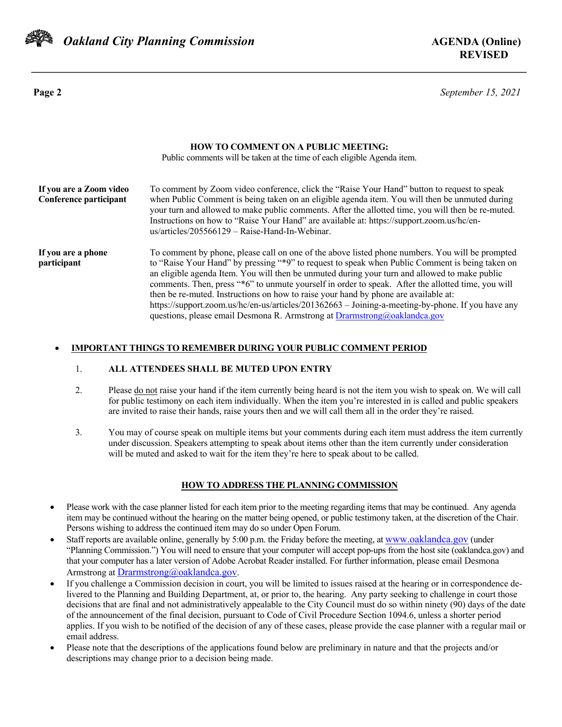## HOW TO COMMENT ON A PUBLIC MEETING:

Public comments will be taken at the time of each eligible Agenda item.

**If you are a Zoom video Conference participant**

To comment by Zoom video conference, click the "Raise Your Hand" button to request to speak when Public Comment is being taken on an eligible agenda item. You will then be unmuted during your turn and allowed to make public comments. After the allotted time, you will then be re-muted. Instructions on how to "Raise Your Hand" are available at: https://support.zoom.us/hc/en-us/articles/205566129 – Raise-Hand-In-Webinar.

**If you are a phone participant**

To comment by phone, please call on one of the above listed phone numbers. You will be prompted to "Raise Your Hand" by pressing "*9" to request to speak when Public Comment is being taken on an eligible agenda Item. You will then be unmuted during your turn and allowed to make public comments. Then, press "*6" to unmute yourself in order to speak. After the allotted time, you will then be re-muted. Instructions on how to raise your hand by phone are available at: https://support.zoom.us/hc/en-us/articles/201362663 – Joining-a-meeting-by-phone. If you have any questions, please email Desmona R. Armstrong at Drarmstrong@oaklandca.gov

- **IMPORTANT THINGS TO REMEMBER DURING YOUR PUBLIC COMMENT PERIOD**

  1. **ALL ATTENDEES SHALL BE MUTED UPON ENTRY**
  2. Please do not raise your hand if the item currently being heard is not the item you wish to speak on. We will call for public testimony on each item individually. When the item you're interested in is called and public speakers are invited to raise their hands, raise yours then and we will call them all in the order they're raised.
  3. You may of course speak on multiple items but your comments during each item must address the item currently under discussion. Speakers attempting to speak about items other than the item currently under consideration will be muted and asked to wait for the item they're here to speak about to be called.

## HOW TO ADDRESS THE PLANNING COMMISSION

- Please work with the case planner listed for each item prior to the meeting regarding items that may be continued. Any agenda item may be continued without the hearing on the matter being opened, or public testimony taken, at the discretion of the Chair. Persons wishing to address the continued item may do so under Open Forum.
- Staff reports are available online, generally by 5:00 p.m. the Friday before the meeting, at www.oaklandca.gov (under "Planning Commission.") You will need to ensure that your computer will accept pop-ups from the host site (oaklandca.gov) and that your computer has a later version of Adobe Acrobat Reader installed. For further information, please email Desmona Armstrong at Drarmstrong@oaklandca.gov.
- If you challenge a Commission decision in court, you will be limited to issues raised at the hearing or in correspondence delivered to the Planning and Building Department, at, or prior to, the hearing. Any party seeking to challenge in court those decisions that are final and not administratively appealable to the City Council must do so within ninety (90) days of the date of the announcement of the final decision, pursuant to Code of Civil Procedure Section 1094.6, unless a shorter period applies. If you wish to be notified of the decision of any of these cases, please provide the case planner with a regular mail or email address.
- Please note that the descriptions of the applications found below are preliminary in nature and that the projects and/or descriptions may change prior to a decision being made.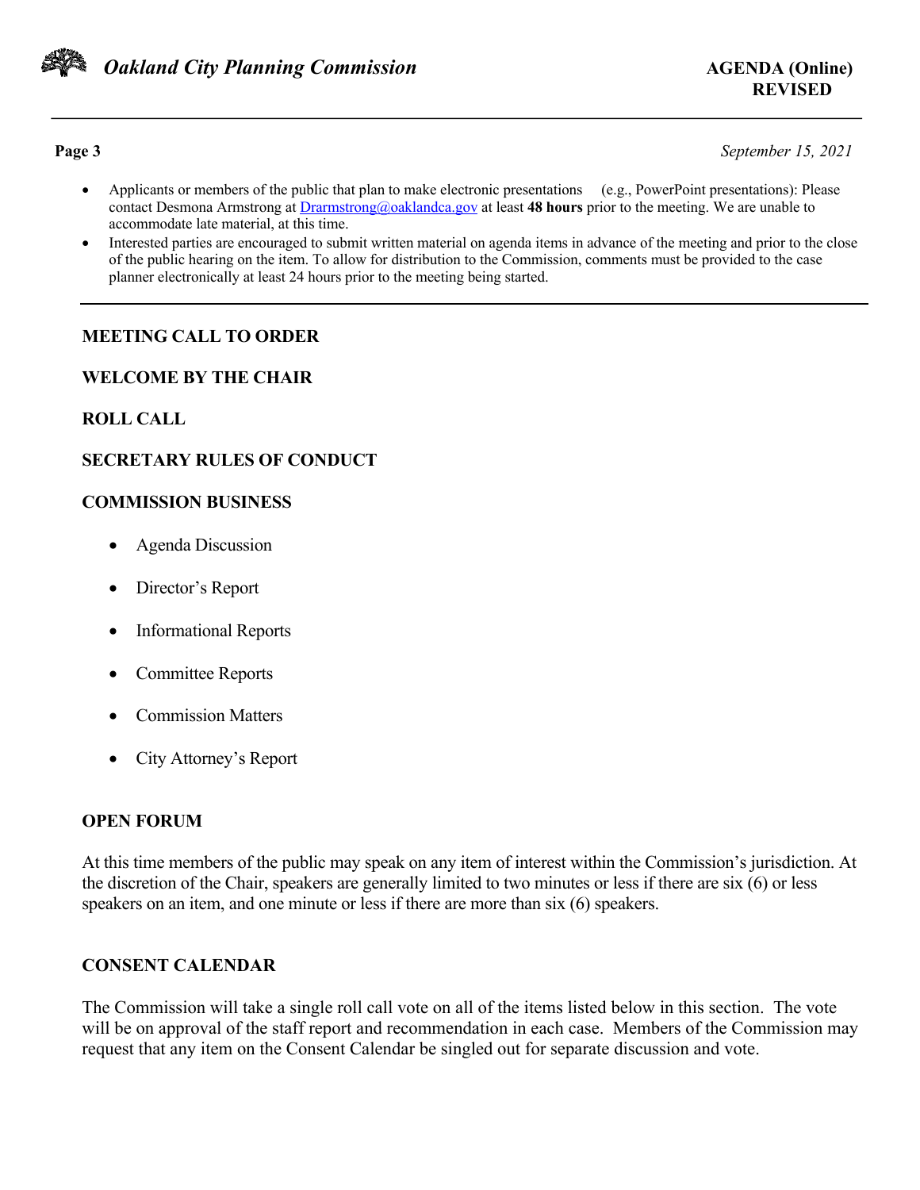- Applicants or members of the public that plan to make electronic presentations (e.g., PowerPoint presentations): Please contact Desmona Armstrong at [Drarmstrong@oaklandca.gov](mailto:Drarmstrong@oaklandca.gov) at least **48 hours** prior to the meeting. We are unable to accommodate late material, at this time.
- Interested parties are encouraged to submit written material on agenda items in advance of the meeting and prior to the close of the public hearing on the item. To allow for distribution to the Commission, comments must be provided to the case planner electronically at least 24 hours prior to the meeting being started.

---

## MEETING CALL TO ORDER

## WELCOME BY THE CHAIR

## ROLL CALL

## SECRETARY RULES OF CONDUCT

## COMMISSION BUSINESS

- Agenda Discussion
- Director's Report
- Informational Reports
- Committee Reports
- Commission Matters
- City Attorney's Report

## OPEN FORUM

At this time members of the public may speak on any item of interest within the Commission's jurisdiction. At the discretion of the Chair, speakers are generally limited to two minutes or less if there are six (6) or less speakers on an item, and one minute or less if there are more than six (6) speakers.

## CONSENT CALENDAR

The Commission will take a single roll call vote on all of the items listed below in this section. The vote will be on approval of the staff report and recommendation in each case. Members of the Commission may request that any item on the Consent Calendar be singled out for separate discussion and vote.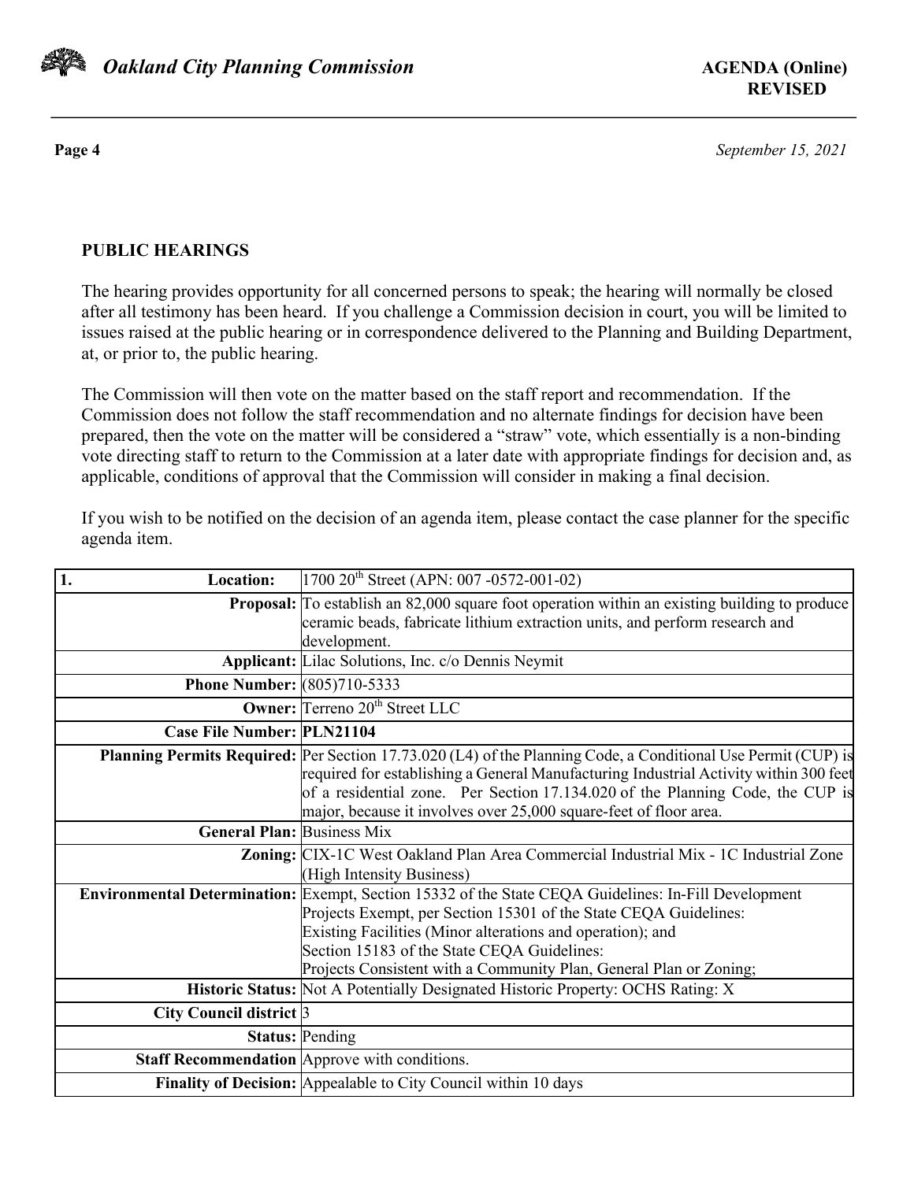## PUBLIC HEARINGS

The hearing provides opportunity for all concerned persons to speak; the hearing will normally be closed after all testimony has been heard. If you challenge a Commission decision in court, you will be limited to issues raised at the public hearing or in correspondence delivered to the Planning and Building Department, at, or prior to, the public hearing.

The Commission will then vote on the matter based on the staff report and recommendation. If the Commission does not follow the staff recommendation and no alternate findings for decision have been prepared, then the vote on the matter will be considered a "straw" vote, which essentially is a non-binding vote directing staff to return to the Commission at a later date with appropriate findings for decision and, as applicable, conditions of approval that the Commission will consider in making a final decision.

If you wish to be notified on the decision of an agenda item, please contact the case planner for the specific agenda item.

| 1. **Location:** | 1700 20th Street (APN: 007 -0572-001-02) |
|---|---|
| **Proposal:** | To establish an 82,000 square foot operation within an existing building to produce ceramic beads, fabricate lithium extraction units, and perform research and development. |
| **Applicant:** | Lilac Solutions, Inc. c/o Dennis Neymit |
| **Phone Number:** | (805)710-5333 |
| **Owner:** | Terreno 20th Street LLC |
| **Case File Number:** | **PLN21104** |
| **Planning Permits Required:** | Per Section 17.73.020 (L4) of the Planning Code, a Conditional Use Permit (CUP) is required for establishing a General Manufacturing Industrial Activity within 300 feet of a residential zone. Per Section 17.134.020 of the Planning Code, the CUP is major, because it involves over 25,000 square-feet of floor area. |
| **General Plan:** | Business Mix |
| **Zoning:** | CIX-1C West Oakland Plan Area Commercial Industrial Mix - 1C Industrial Zone (High Intensity Business) |
| **Environmental Determination:** | Exempt, Section 15332 of the State CEQA Guidelines: In-Fill Development Projects Exempt, per Section 15301 of the State CEQA Guidelines: Existing Facilities (Minor alterations and operation); and Section 15183 of the State CEQA Guidelines: Projects Consistent with a Community Plan, General Plan or Zoning; |
| **Historic Status:** | Not A Potentially Designated Historic Property: OCHS Rating: X |
| **City Council district** | 3 |
| **Status:** | Pending |
| **Staff Recommendation** | Approve with conditions. |
| **Finality of Decision:** | Appealable to City Council within 10 days |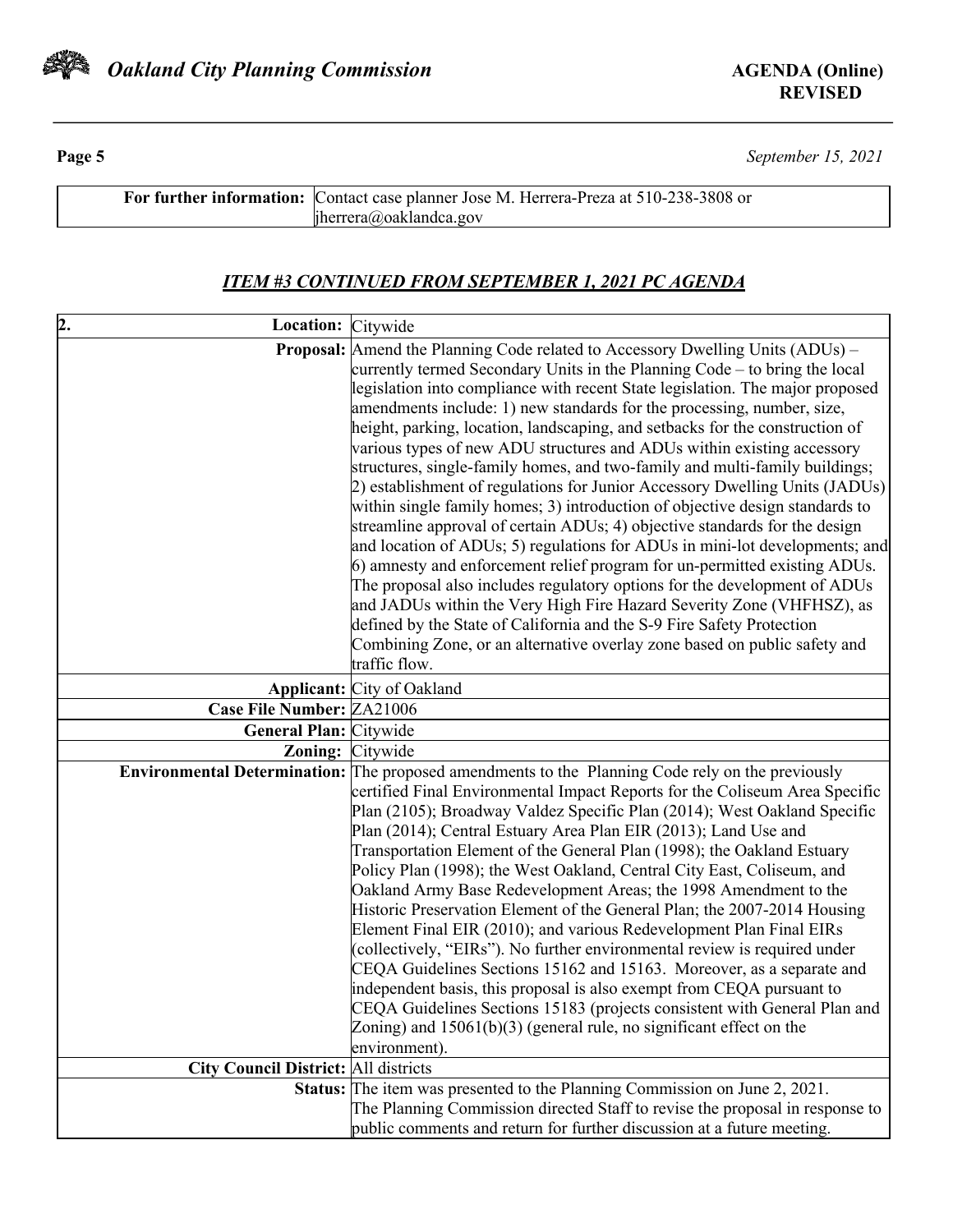| For further information: | Contact case planner Jose M. Herrera-Preza at 510-238-3808 or jherrera@oaklandca.gov |
|---|---|

## *ITEM #3 CONTINUED FROM SEPTEMBER 1, 2021 PC AGENDA*

| 2. Location: | Citywide |
|---|---|
| **Proposal:** | Amend the Planning Code related to Accessory Dwelling Units (ADUs) – currently termed Secondary Units in the Planning Code – to bring the local legislation into compliance with recent State legislation. The major proposed amendments include: 1) new standards for the processing, number, size, height, parking, location, landscaping, and setbacks for the construction of various types of new ADU structures and ADUs within existing accessory structures, single-family homes, and two-family and multi-family buildings; 2) establishment of regulations for Junior Accessory Dwelling Units (JADUs) within single family homes; 3) introduction of objective design standards to streamline approval of certain ADUs; 4) objective standards for the design and location of ADUs; 5) regulations for ADUs in mini-lot developments; and 6) amnesty and enforcement relief program for un-permitted existing ADUs. The proposal also includes regulatory options for the development of ADUs and JADUs within the Very High Fire Hazard Severity Zone (VHFHSZ), as defined by the State of California and the S-9 Fire Safety Protection Combining Zone, or an alternative overlay zone based on public safety and traffic flow. |
| **Applicant:** | City of Oakland |
| **Case File Number:** | ZA21006 |
| **General Plan:** | Citywide |
| **Zoning:** | Citywide |
| **Environmental Determination:** | The proposed amendments to the Planning Code rely on the previously certified Final Environmental Impact Reports for the Coliseum Area Specific Plan (2105); Broadway Valdez Specific Plan (2014); West Oakland Specific Plan (2014); Central Estuary Area Plan EIR (2013); Land Use and Transportation Element of the General Plan (1998); the Oakland Estuary Policy Plan (1998); the West Oakland, Central City East, Coliseum, and Oakland Army Base Redevelopment Areas; the 1998 Amendment to the Historic Preservation Element of the General Plan; the 2007-2014 Housing Element Final EIR (2010); and various Redevelopment Plan Final EIRs (collectively, "EIRs"). No further environmental review is required under CEQA Guidelines Sections 15162 and 15163. Moreover, as a separate and independent basis, this proposal is also exempt from CEQA pursuant to CEQA Guidelines Sections 15183 (projects consistent with General Plan and Zoning) and 15061(b)(3) (general rule, no significant effect on the environment). |
| **City Council District:** | All districts |
| **Status:** | The item was presented to the Planning Commission on June 2, 2021. The Planning Commission directed Staff to revise the proposal in response to public comments and return for further discussion at a future meeting. |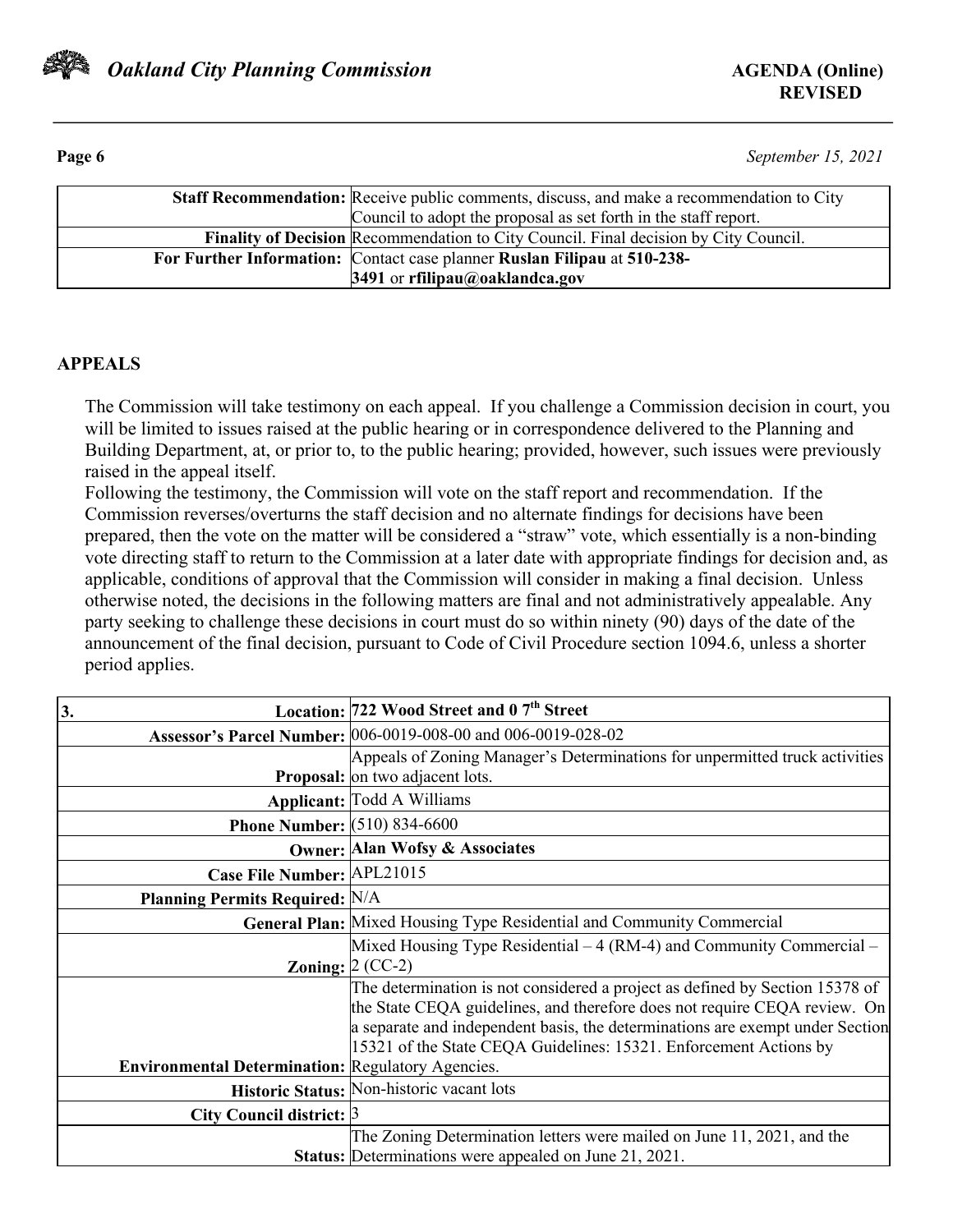| | |
|---|---|
| **Staff Recommendation:** | Receive public comments, discuss, and make a recommendation to City Council to adopt the proposal as set forth in the staff report. |
| **Finality of Decision** | Recommendation to City Council. Final decision by City Council. |
| **For Further Information:** | Contact case planner **Ruslan Filipau** at **510-238-3491** or **rfilipau@oaklandca.gov** |

## APPEALS

The Commission will take testimony on each appeal. If you challenge a Commission decision in court, you will be limited to issues raised at the public hearing or in correspondence delivered to the Planning and Building Department, at, or prior to, to the public hearing; provided, however, such issues were previously raised in the appeal itself.

Following the testimony, the Commission will vote on the staff report and recommendation. If the Commission reverses/overturns the staff decision and no alternate findings for decisions have been prepared, then the vote on the matter will be considered a "straw" vote, which essentially is a non-binding vote directing staff to return to the Commission at a later date with appropriate findings for decision and, as applicable, conditions of approval that the Commission will consider in making a final decision. Unless otherwise noted, the decisions in the following matters are final and not administratively appealable. Any party seeking to challenge these decisions in court must do so within ninety (90) days of the date of the announcement of the final decision, pursuant to Code of Civil Procedure section 1094.6, unless a shorter period applies.

| | |
|---|---|
| **3. Location:** | **722 Wood Street and 0 7th Street** |
| **Assessor's Parcel Number:** | 006-0019-008-00 and 006-0019-028-02 |
| **Proposal:** | Appeals of Zoning Manager's Determinations for unpermitted truck activities on two adjacent lots. |
| **Applicant:** | Todd A Williams |
| **Phone Number:** | (510) 834-6600 |
| **Owner:** | **Alan Wofsy & Associates** |
| **Case File Number:** | APL21015 |
| **Planning Permits Required:** | N/A |
| **General Plan:** | Mixed Housing Type Residential and Community Commercial |
| **Zoning:** | Mixed Housing Type Residential – 4 (RM-4) and Community Commercial – 2 (CC-2) |
| **Environmental Determination:** | The determination is not considered a project as defined by Section 15378 of the State CEQA guidelines, and therefore does not require CEQA review. On a separate and independent basis, the determinations are exempt under Section 15321 of the State CEQA Guidelines: 15321. Enforcement Actions by Regulatory Agencies. |
| **Historic Status:** | Non-historic vacant lots |
| **City Council district:** | 3 |
| **Status:** | The Zoning Determination letters were mailed on June 11, 2021, and the Determinations were appealed on June 21, 2021. |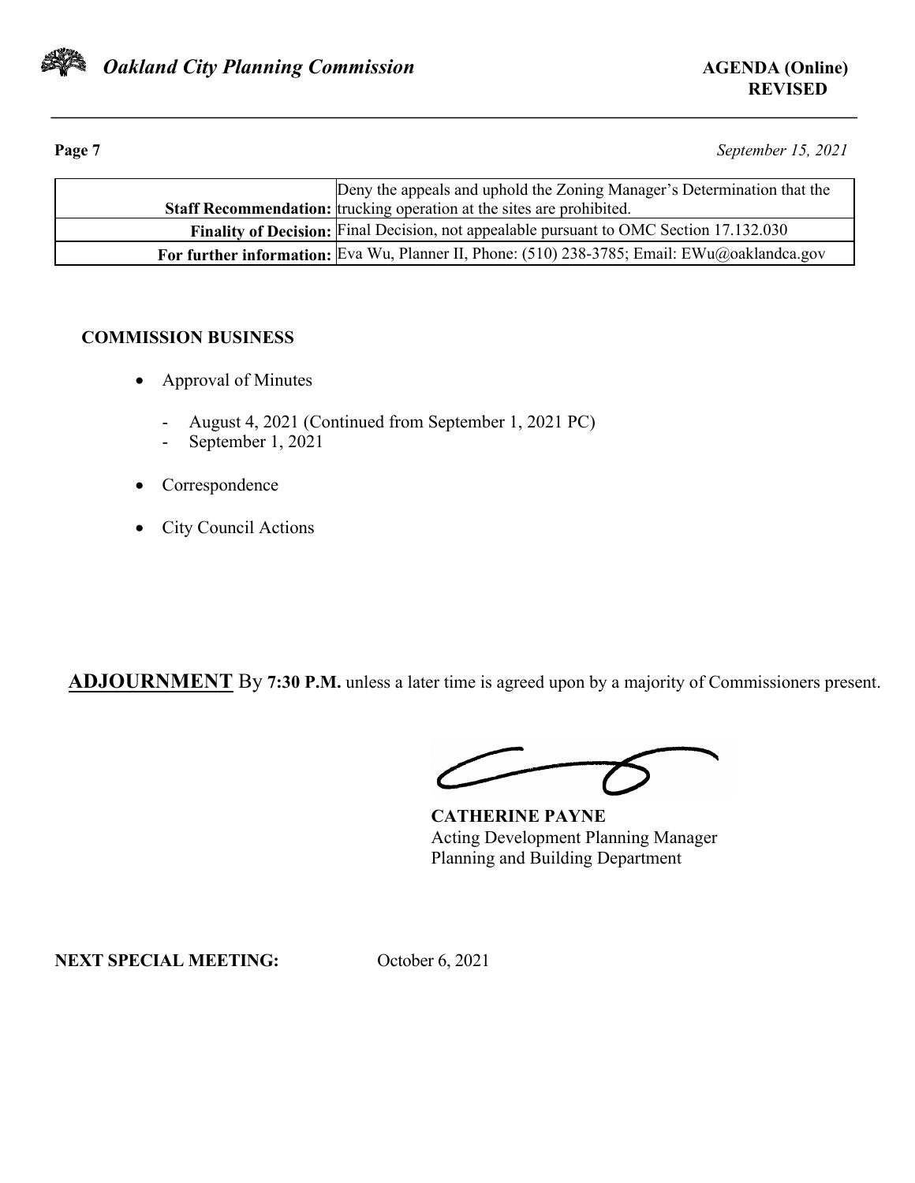| | |
|---|---|
| **Staff Recommendation:** | Deny the appeals and uphold the Zoning Manager's Determination that the trucking operation at the sites are prohibited. |
| **Finality of Decision:** | Final Decision, not appealable pursuant to OMC Section 17.132.030 |
| **For further information:** | Eva Wu, Planner II, Phone: (510) 238-3785; Email: EWu@oaklandca.gov |

## COMMISSION BUSINESS

- Approval of Minutes
  - August 4, 2021 (Continued from September 1, 2021 PC)
  - September 1, 2021
- Correspondence
- City Council Actions

**ADJOURNMENT** By **7:30 P.M.** unless a later time is agreed upon by a majority of Commissioners present.

**CATHERINE PAYNE**
Acting Development Planning Manager
Planning and Building Department

**NEXT SPECIAL MEETING:** October 6, 2021